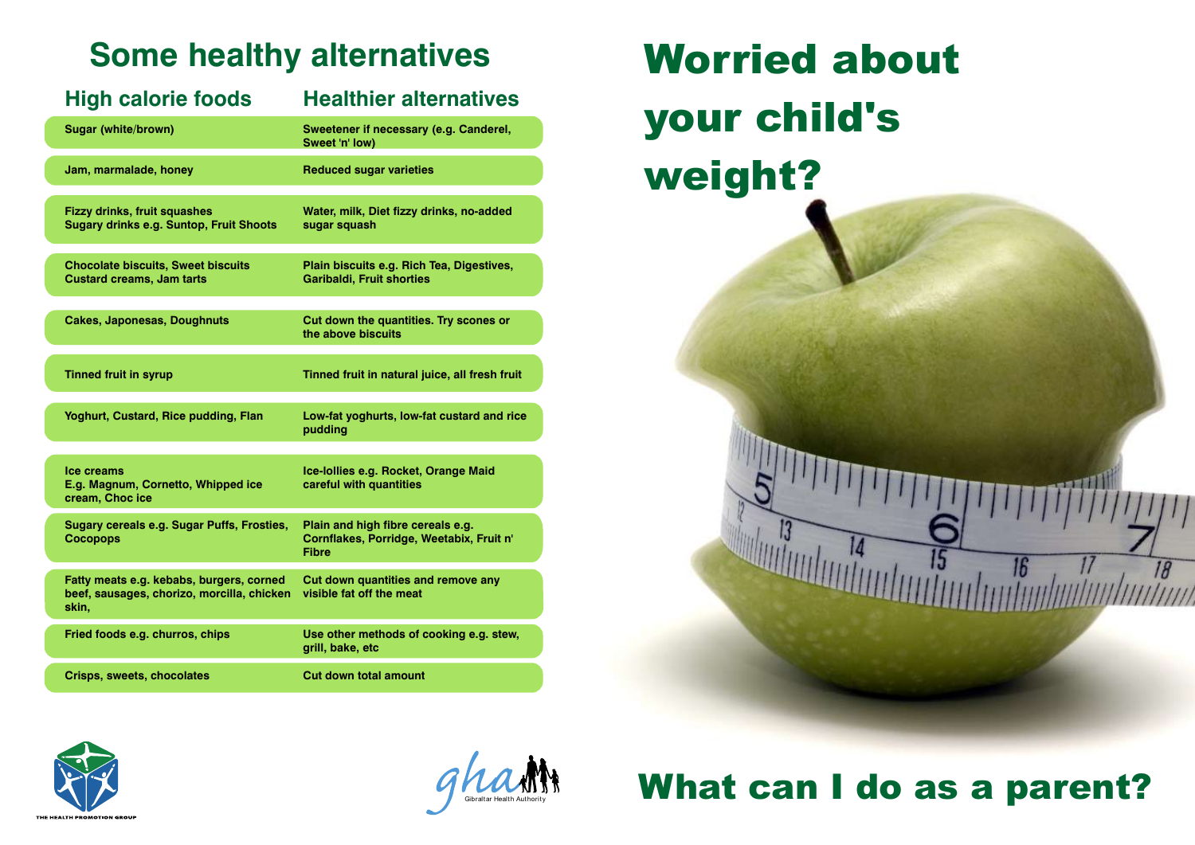## Some healthy alternatives

| High calorie foods | Healthier alternatives |
|---|---|
| Sugar (white/brown) | Sweetener if necessary (e.g. Canderel, Sweet 'n' low) |
| Jam, marmalade, honey | Reduced sugar varieties |
| Fizzy drinks, fruit squashes Sugary drinks e.g. Suntop, Fruit Shoots | Water, milk, Diet fizzy drinks, no-added sugar squash |
| Chocolate biscuits, Sweet biscuits Custard creams, Jam tarts | Plain biscuits e.g. Rich Tea, Digestives, Garibaldi, Fruit shorties |
| Cakes, Japonesas, Doughnuts | Cut down the quantities. Try scones or the above biscuits |
| Tinned fruit in syrup | Tinned fruit in natural juice, all fresh fruit |
| Yoghurt, Custard, Rice pudding, Flan | Low-fat yoghurts, low-fat custard and rice pudding |
| Ice creams E.g. Magnum, Cornetto, Whipped ice cream, Choc ice | Ice-lollies e.g. Rocket, Orange Maid careful with quantities |
| Sugary cereals e.g. Sugar Puffs, Frosties, Cocopops | Plain and high fibre cereals e.g. Cornflakes, Porridge, Weetabix, Fruit n' Fibre |
| Fatty meats e.g. kebabs, burgers, corned beef, sausages, chorizo, morcilla, chicken skin, | Cut down quantities and remove any visible fat off the meat |
| Fried foods e.g. churros, chips | Use other methods of cooking e.g. stew, grill, bake, etc |
| Crisps, sweets, chocolates | Cut down total amount |

THE HEALTH PROMOTION GROUP

gha Gibraltar Health Authority

# Worried about your child's weight?

## What can I do as a parent?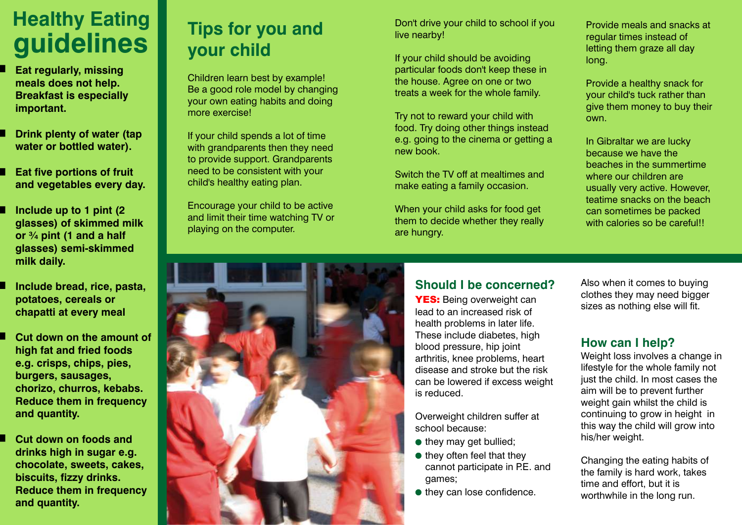# Healthy Eating guidelines

- **Eat regularly, missing meals does not help. Breakfast is especially important.**
- **Drink plenty of water (tap water or bottled water).**
- **Eat five portions of fruit and vegetables every day.**
- **Include up to 1 pint (2 glasses) of skimmed milk or ¾ pint (1 and a half glasses) semi-skimmed milk daily.**
- **Include bread, rice, pasta, potatoes, cereals or chapatti at every meal**
- **Cut down on the amount of high fat and fried foods e.g. crisps, chips, pies, burgers, sausages, chorizo, churros, kebabs. Reduce them in frequency and quantity.**
- **Cut down on foods and drinks high in sugar e.g. chocolate, sweets, cakes, biscuits, fizzy drinks. Reduce them in frequency and quantity.**

## Tips for you and your child

Children learn best by example! Be a good role model by changing your own eating habits and doing more exercise!

If your child spends a lot of time with grandparents then they need to provide support. Grandparents need to be consistent with your child's healthy eating plan.

Encourage your child to be active and limit their time watching TV or playing on the computer.

Don't drive your child to school if you live nearby!

If your child should be avoiding particular foods don't keep these in the house. Agree on one or two treats a week for the whole family.

Try not to reward your child with food. Try doing other things instead e.g. going to the cinema or getting a new book.

Switch the TV off at mealtimes and make eating a family occasion.

When your child asks for food get them to decide whether they really are hungry.

Provide meals and snacks at regular times instead of letting them graze all day long.

Provide a healthy snack for your child's tuck rather than give them money to buy their own.

In Gibraltar we are lucky because we have the beaches in the summertime where our children are usually very active. However, teatime snacks on the beach can sometimes be packed with calories so be careful!!

## Should I be concerned?

**YES:** Being overweight can lead to an increased risk of health problems in later life. These include diabetes, high blood pressure, hip joint arthritis, knee problems, heart disease and stroke but the risk can be lowered if excess weight is reduced.

Overweight children suffer at school because:

- they may get bullied;
- they often feel that they cannot participate in P.E. and games;
- they can lose confidence.

Also when it comes to buying clothes they may need bigger sizes as nothing else will fit.

## How can I help?

Weight loss involves a change in lifestyle for the whole family not just the child. In most cases the aim will be to prevent further weight gain whilst the child is continuing to grow in height in this way the child will grow into his/her weight.

Changing the eating habits of the family is hard work, takes time and effort, but it is worthwhile in the long run.